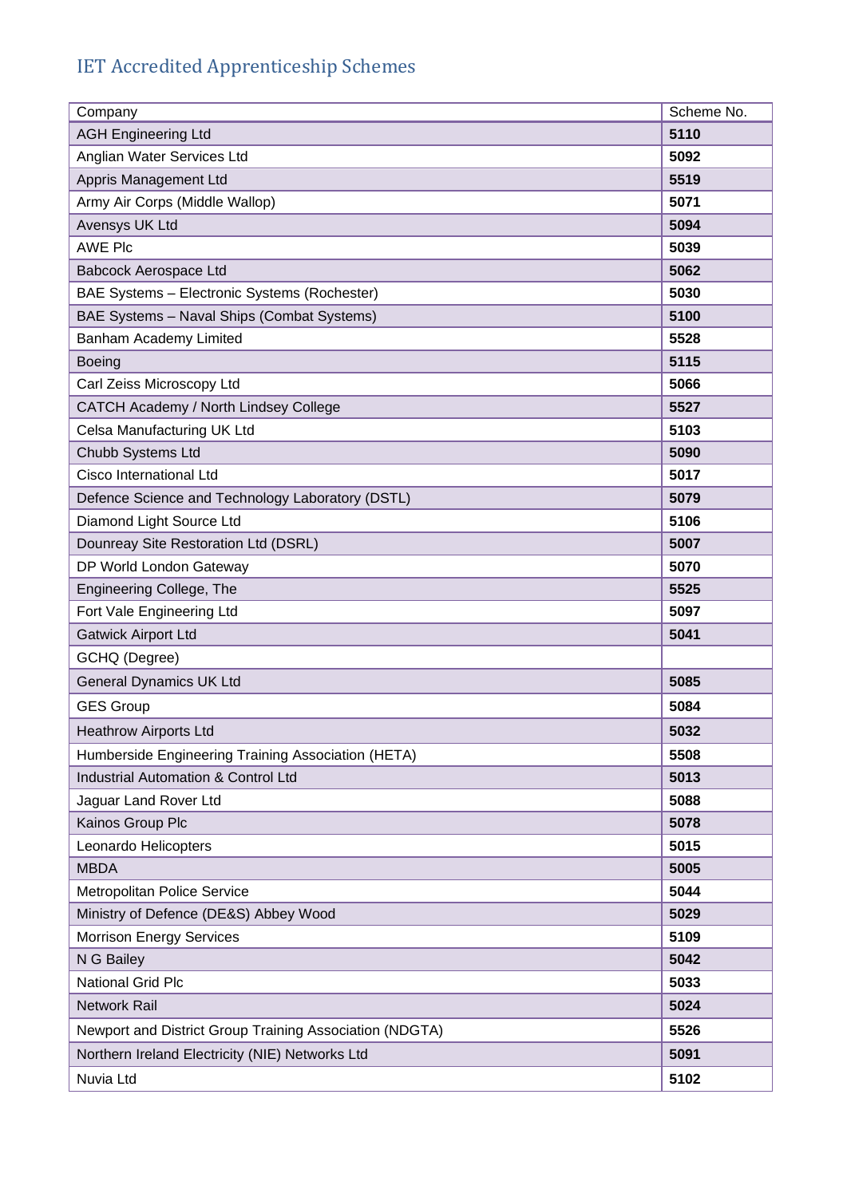# IET Accredited Apprenticeship Schemes

| Company | Scheme No. |
|---|---|
| AGH Engineering Ltd | **5110** |
| Anglian Water Services Ltd | **5092** |
| Appris Management Ltd | **5519** |
| Army Air Corps (Middle Wallop) | **5071** |
| Avensys UK Ltd | **5094** |
| AWE Plc | **5039** |
| Babcock Aerospace Ltd | **5062** |
| BAE Systems – Electronic Systems (Rochester) | **5030** |
| BAE Systems – Naval Ships (Combat Systems) | **5100** |
| Banham Academy Limited | **5528** |
| Boeing | **5115** |
| Carl Zeiss Microscopy Ltd | **5066** |
| CATCH Academy / North Lindsey College | **5527** |
| Celsa Manufacturing UK Ltd | **5103** |
| Chubb Systems Ltd | **5090** |
| Cisco International Ltd | **5017** |
| Defence Science and Technology Laboratory (DSTL) | **5079** |
| Diamond Light Source Ltd | **5106** |
| Dounreay Site Restoration Ltd (DSRL) | **5007** |
| DP World London Gateway | **5070** |
| Engineering College, The | **5525** |
| Fort Vale Engineering Ltd | **5097** |
| Gatwick Airport Ltd | **5041** |
| GCHQ (Degree) | |
| General Dynamics UK Ltd | **5085** |
| GES Group | **5084** |
| Heathrow Airports Ltd | **5032** |
| Humberside Engineering Training Association (HETA) | **5508** |
| Industrial Automation & Control Ltd | **5013** |
| Jaguar Land Rover Ltd | **5088** |
| Kainos Group Plc | **5078** |
| Leonardo Helicopters | **5015** |
| MBDA | **5005** |
| Metropolitan Police Service | **5044** |
| Ministry of Defence (DE&S) Abbey Wood | **5029** |
| Morrison Energy Services | **5109** |
| N G Bailey | **5042** |
| National Grid Plc | **5033** |
| Network Rail | **5024** |
| Newport and District Group Training Association (NDGTA) | **5526** |
| Northern Ireland Electricity (NIE) Networks Ltd | **5091** |
| Nuvia Ltd | **5102** |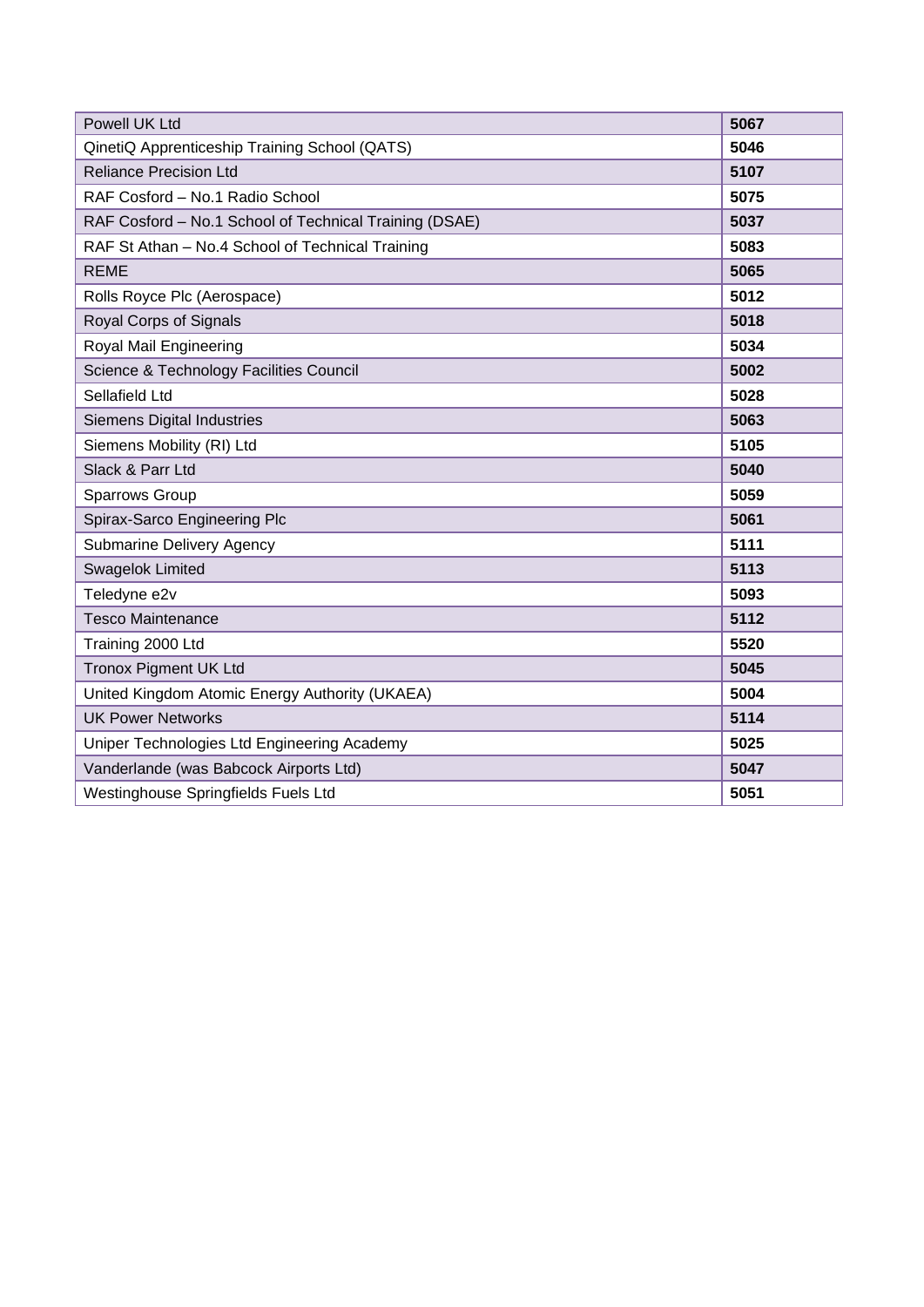| | |
|---|---|
| Powell UK Ltd | **5067** |
| QinetiQ Apprenticeship Training School (QATS) | **5046** |
| Reliance Precision Ltd | **5107** |
| RAF Cosford – No.1 Radio School | **5075** |
| RAF Cosford – No.1 School of Technical Training (DSAE) | **5037** |
| RAF St Athan – No.4 School of Technical Training | **5083** |
| REME | **5065** |
| Rolls Royce Plc (Aerospace) | **5012** |
| Royal Corps of Signals | **5018** |
| Royal Mail Engineering | **5034** |
| Science & Technology Facilities Council | **5002** |
| Sellafield Ltd | **5028** |
| Siemens Digital Industries | **5063** |
| Siemens Mobility (RI) Ltd | **5105** |
| Slack & Parr Ltd | **5040** |
| Sparrows Group | **5059** |
| Spirax-Sarco Engineering Plc | **5061** |
| Submarine Delivery Agency | **5111** |
| Swagelok Limited | **5113** |
| Teledyne e2v | **5093** |
| Tesco Maintenance | **5112** |
| Training 2000 Ltd | **5520** |
| Tronox Pigment UK Ltd | **5045** |
| United Kingdom Atomic Energy Authority (UKAEA) | **5004** |
| UK Power Networks | **5114** |
| Uniper Technologies Ltd Engineering Academy | **5025** |
| Vanderlande (was Babcock Airports Ltd) | **5047** |
| Westinghouse Springfields Fuels Ltd | **5051** |